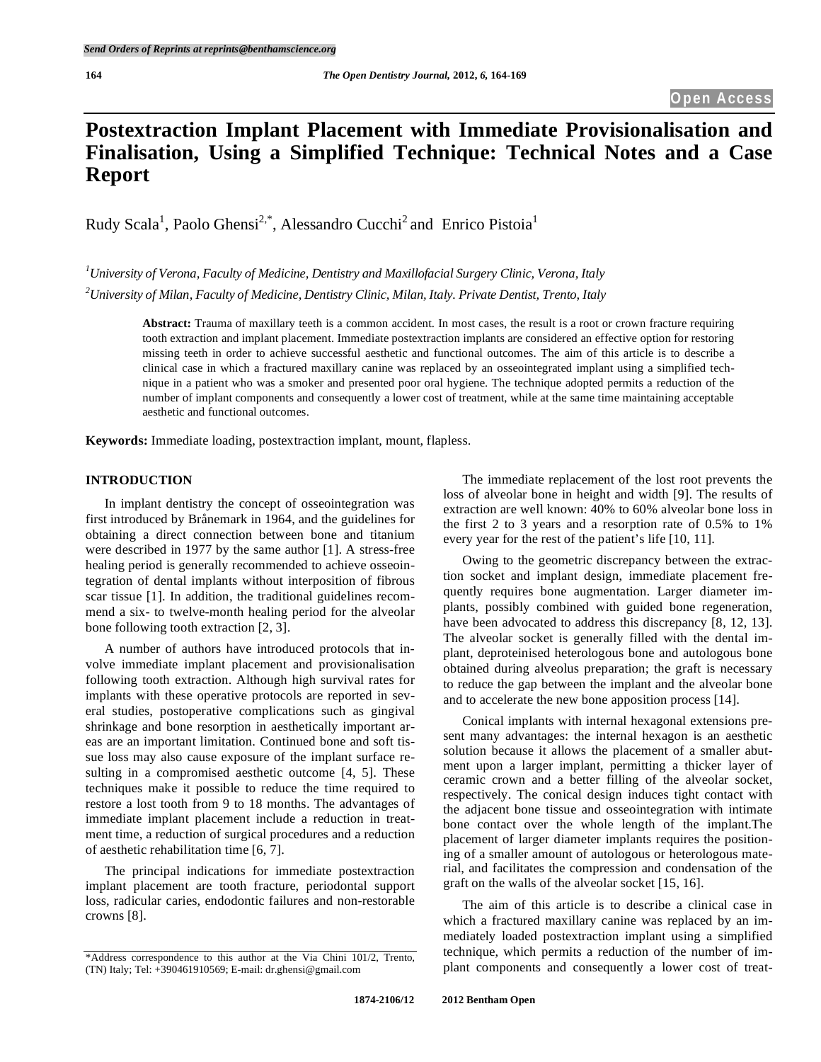# Postextraction Implant Placement with Immediate Provisionalisation and Finalisation, Using a Simplified Technique: Technical Notes and a Case Report

Rudy Scala[1], Paolo Ghensi[2,*], Alessandro Cucchi[2] and Enrico Pistoia[1]

[1]*University of Verona, Faculty of Medicine, Dentistry and Maxillofacial Surgery Clinic, Verona, Italy*

[2]*University of Milan, Faculty of Medicine, Dentistry Clinic, Milan, Italy. Private Dentist, Trento, Italy*

**Abstract:** Trauma of maxillary teeth is a common accident. In most cases, the result is a root or crown fracture requiring tooth extraction and implant placement. Immediate postextraction implants are considered an effective option for restoring missing teeth in order to achieve successful aesthetic and functional outcomes. The aim of this article is to describe a clinical case in which a fractured maxillary canine was replaced by an osseointegrated implant using a simplified technique in a patient who was a smoker and presented poor oral hygiene. The technique adopted permits a reduction of the number of implant components and consequently a lower cost of treatment, while at the same time maintaining acceptable aesthetic and functional outcomes.

**Keywords:** Immediate loading, postextraction implant, mount, flapless.

## INTRODUCTION

In implant dentistry the concept of osseointegration was first introduced by Brånemark in 1964, and the guidelines for obtaining a direct connection between bone and titanium were described in 1977 by the same author [1]. A stress-free healing period is generally recommended to achieve osseointegration of dental implants without interposition of fibrous scar tissue [1]. In addition, the traditional guidelines recommend a six- to twelve-month healing period for the alveolar bone following tooth extraction [2, 3].

A number of authors have introduced protocols that involve immediate implant placement and provisionalisation following tooth extraction. Although high survival rates for implants with these operative protocols are reported in several studies, postoperative complications such as gingival shrinkage and bone resorption in aesthetically important areas are an important limitation. Continued bone and soft tissue loss may also cause exposure of the implant surface resulting in a compromised aesthetic outcome [4, 5]. These techniques make it possible to reduce the time required to restore a lost tooth from 9 to 18 months. The advantages of immediate implant placement include a reduction in treatment time, a reduction of surgical procedures and a reduction of aesthetic rehabilitation time [6, 7].

The principal indications for immediate postextraction implant placement are tooth fracture, periodontal support loss, radicular caries, endodontic failures and non-restorable crowns [8].

The immediate replacement of the lost root prevents the loss of alveolar bone in height and width [9]. The results of extraction are well known: 40% to 60% alveolar bone loss in the first 2 to 3 years and a resorption rate of 0.5% to 1% every year for the rest of the patient's life [10, 11].

Owing to the geometric discrepancy between the extraction socket and implant design, immediate placement frequently requires bone augmentation. Larger diameter implants, possibly combined with guided bone regeneration, have been advocated to address this discrepancy [8, 12, 13]. The alveolar socket is generally filled with the dental implant, deproteinised heterologous bone and autologous bone obtained during alveolus preparation; the graft is necessary to reduce the gap between the implant and the alveolar bone and to accelerate the new bone apposition process [14].

Conical implants with internal hexagonal extensions present many advantages: the internal hexagon is an aesthetic solution because it allows the placement of a smaller abutment upon a larger implant, permitting a thicker layer of ceramic crown and a better filling of the alveolar socket, respectively. The conical design induces tight contact with the adjacent bone tissue and osseointegration with intimate bone contact over the whole length of the implant.The placement of larger diameter implants requires the positioning of a smaller amount of autologous or heterologous material, and facilitates the compression and condensation of the graft on the walls of the alveolar socket [15, 16].

The aim of this article is to describe a clinical case in which a fractured maxillary canine was replaced by an immediately loaded postextraction implant using a simplified technique, which permits a reduction of the number of implant components and consequently a lower cost of treat-

*Address correspondence to this author at the Via Chini 101/2, Trento, (TN) Italy; Tel: +390461910569; E-mail: dr.ghensi@gmail.com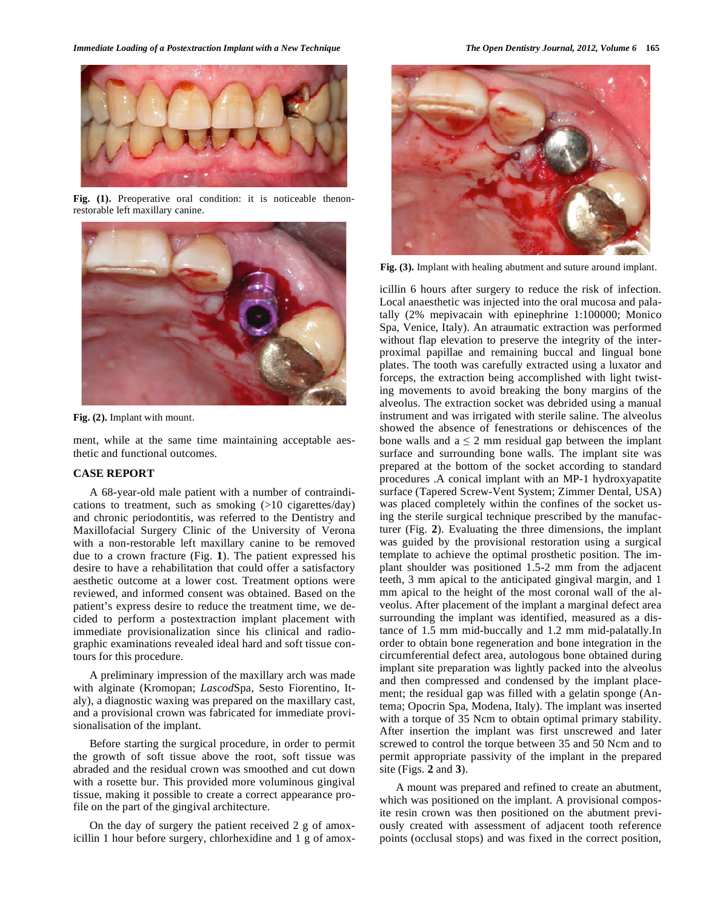Fig. (1). Preoperative oral condition: it is noticeable thenon-restorable left maxillary canine.

Fig. (2). Implant with mount.

ment, while at the same time maintaining acceptable aesthetic and functional outcomes.

## CASE REPORT

A 68-year-old male patient with a number of contraindications to treatment, such as smoking (>10 cigarettes/day) and chronic periodontitis, was referred to the Dentistry and Maxillofacial Surgery Clinic of the University of Verona with a non-restorable left maxillary canine to be removed due to a crown fracture (Fig. **1**). The patient expressed his desire to have a rehabilitation that could offer a satisfactory aesthetic outcome at a lower cost. Treatment options were reviewed, and informed consent was obtained. Based on the patient's express desire to reduce the treatment time, we decided to perform a postextraction implant placement with immediate provisionalization since his clinical and radiographic examinations revealed ideal hard and soft tissue contours for this procedure.

A preliminary impression of the maxillary arch was made with alginate (Kromopan; *Lascod*Spa, Sesto Fiorentino, Italy), a diagnostic waxing was prepared on the maxillary cast, and a provisional crown was fabricated for immediate provisionalisation of the implant.

Before starting the surgical procedure, in order to permit the growth of soft tissue above the root, soft tissue was abraded and the residual crown was smoothed and cut down with a rosette bur. This provided more voluminous gingival tissue, making it possible to create a correct appearance profile on the part of the gingival architecture.

On the day of surgery the patient received 2 g of amoxicillin 1 hour before surgery, chlorhexidine and 1 g of amoxicillin 6 hours after surgery to reduce the risk of infection. Local anaesthetic was injected into the oral mucosa and palatally (2% mepivacain with epinephrine 1:100000; Monico Spa, Venice, Italy). An atraumatic extraction was performed without flap elevation to preserve the integrity of the interproximal papillae and remaining buccal and lingual bone plates. The tooth was carefully extracted using a luxator and forceps, the extraction being accomplished with light twisting movements to avoid breaking the bony margins of the alveolus. The extraction socket was debrided using a manual instrument and was irrigated with sterile saline. The alveolus showed the absence of fenestrations or dehiscences of the bone walls and a ≤ 2 mm residual gap between the implant surface and surrounding bone walls. The implant site was prepared at the bottom of the socket according to standard procedures .A conical implant with an MP-1 hydroxyapatite surface (Tapered Screw-Vent System; Zimmer Dental, USA) was placed completely within the confines of the socket using the sterile surgical technique prescribed by the manufacturer (Fig. **2**). Evaluating the three dimensions, the implant was guided by the provisional restoration using a surgical template to achieve the optimal prosthetic position. The implant shoulder was positioned 1.5-2 mm from the adjacent teeth, 3 mm apical to the anticipated gingival margin, and 1 mm apical to the height of the most coronal wall of the alveolus. After placement of the implant a marginal defect area surrounding the implant was identified, measured as a distance of 1.5 mm mid-buccally and 1.2 mm mid-palatally.In order to obtain bone regeneration and bone integration in the circumferential defect area, autologous bone obtained during implant site preparation was lightly packed into the alveolus and then compressed and condensed by the implant placement; the residual gap was filled with a gelatin sponge (Antema; Opocrin Spa, Modena, Italy). The implant was inserted with a torque of 35 Ncm to obtain optimal primary stability. After insertion the implant was first unscrewed and later screwed to control the torque between 35 and 50 Ncm and to permit appropriate passivity of the implant in the prepared site (Figs. **2** and **3**).

Fig. (3). Implant with healing abutment and suture around implant.

A mount was prepared and refined to create an abutment, which was positioned on the implant. A provisional composite resin crown was then positioned on the abutment previously created with assessment of adjacent tooth reference points (occlusal stops) and was fixed in the correct position,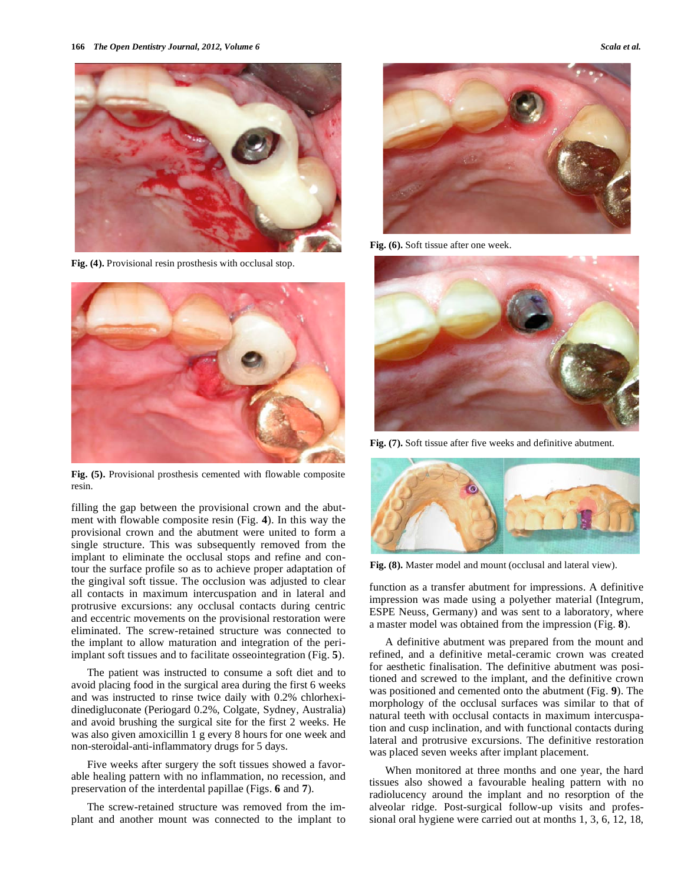Fig. (4). Provisional resin prosthesis with occlusal stop.

Fig. (5). Provisional prosthesis cemented with flowable composite resin.

filling the gap between the provisional crown and the abutment with flowable composite resin (Fig. 4). In this way the provisional crown and the abutment were united to form a single structure. This was subsequently removed from the implant to eliminate the occlusal stops and refine and contour the surface profile so as to achieve proper adaptation of the gingival soft tissue. The occlusion was adjusted to clear all contacts in maximum intercuspation and in lateral and protrusive excursions: any occlusal contacts during centric and eccentric movements on the provisional restoration were eliminated. The screw-retained structure was connected to the implant to allow maturation and integration of the peri-implant soft tissues and to facilitate osseointegration (Fig. 5).

The patient was instructed to consume a soft diet and to avoid placing food in the surgical area during the first 6 weeks and was instructed to rinse twice daily with 0.2% chlorhexidinedigluconate (Periogard 0.2%, Colgate, Sydney, Australia) and avoid brushing the surgical site for the first 2 weeks. He was also given amoxicillin 1 g every 8 hours for one week and non-steroidal-anti-inflammatory drugs for 5 days.

Five weeks after surgery the soft tissues showed a favorable healing pattern with no inflammation, no recession, and preservation of the interdental papillae (Figs. 6 and 7).

The screw-retained structure was removed from the implant and another mount was connected to the implant to function as a transfer abutment for impressions. A definitive impression was made using a polyether material (Integrum, ESPE Neuss, Germany) and was sent to a laboratory, where a master model was obtained from the impression (Fig. 8).

Fig. (6). Soft tissue after one week.

Fig. (7). Soft tissue after five weeks and definitive abutment.

Fig. (8). Master model and mount (occlusal and lateral view).

A definitive abutment was prepared from the mount and refined, and a definitive metal-ceramic crown was created for aesthetic finalisation. The definitive abutment was positioned and screwed to the implant, and the definitive crown was positioned and cemented onto the abutment (Fig. 9). The morphology of the occlusal surfaces was similar to that of natural teeth with occlusal contacts in maximum intercuspation and cusp inclination, and with functional contacts during lateral and protrusive excursions. The definitive restoration was placed seven weeks after implant placement.

When monitored at three months and one year, the hard tissues also showed a favourable healing pattern with no radiolucency around the implant and no resorption of the alveolar ridge. Post-surgical follow-up visits and professional oral hygiene were carried out at months 1, 3, 6, 12, 18,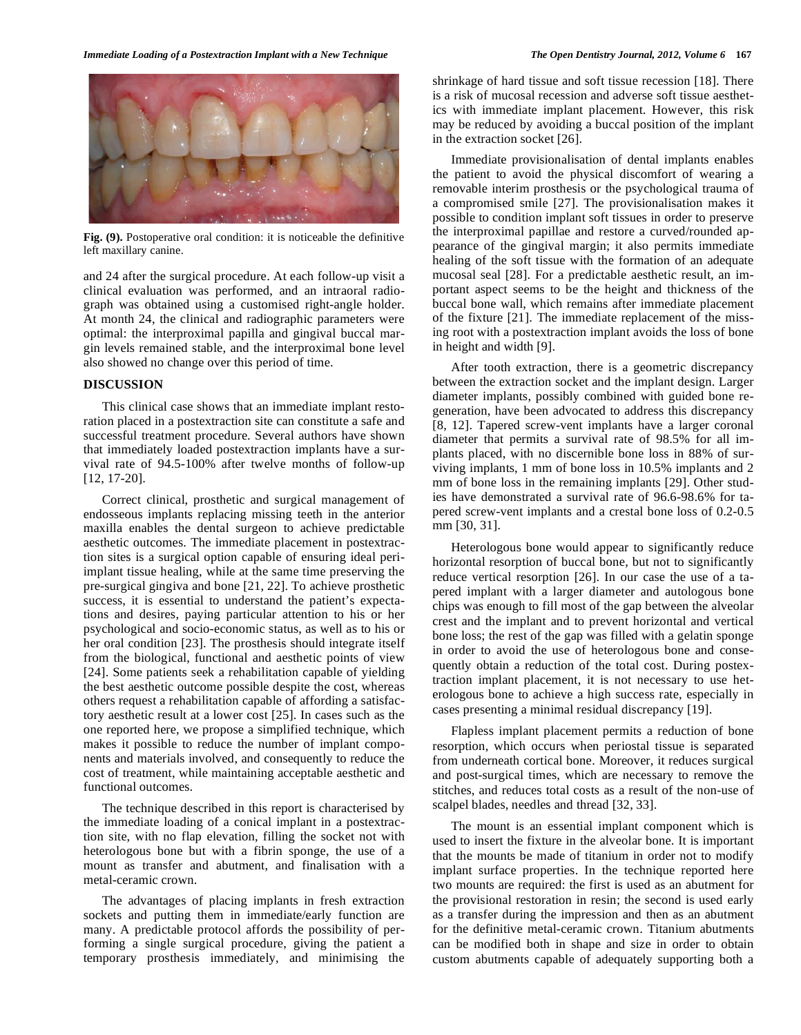Fig. (9). Postoperative oral condition: it is noticeable the definitive left maxillary canine.

and 24 after the surgical procedure. At each follow-up visit a clinical evaluation was performed, and an intraoral radiograph was obtained using a customised right-angle holder. At month 24, the clinical and radiographic parameters were optimal: the interproximal papilla and gingival buccal margin levels remained stable, and the interproximal bone level also showed no change over this period of time.

## DISCUSSION

This clinical case shows that an immediate implant restoration placed in a postextraction site can constitute a safe and successful treatment procedure. Several authors have shown that immediately loaded postextraction implants have a survival rate of 94.5-100% after twelve months of follow-up [12, 17-20].

Correct clinical, prosthetic and surgical management of endosseous implants replacing missing teeth in the anterior maxilla enables the dental surgeon to achieve predictable aesthetic outcomes. The immediate placement in postextraction sites is a surgical option capable of ensuring ideal peri-implant tissue healing, while at the same time preserving the pre-surgical gingiva and bone [21, 22]. To achieve prosthetic success, it is essential to understand the patient's expectations and desires, paying particular attention to his or her psychological and socio-economic status, as well as to his or her oral condition [23]. The prosthesis should integrate itself from the biological, functional and aesthetic points of view [24]. Some patients seek a rehabilitation capable of yielding the best aesthetic outcome possible despite the cost, whereas others request a rehabilitation capable of affording a satisfactory aesthetic result at a lower cost [25]. In cases such as the one reported here, we propose a simplified technique, which makes it possible to reduce the number of implant components and materials involved, and consequently to reduce the cost of treatment, while maintaining acceptable aesthetic and functional outcomes.

The technique described in this report is characterised by the immediate loading of a conical implant in a postextraction site, with no flap elevation, filling the socket not with heterologous bone but with a fibrin sponge, the use of a mount as transfer and abutment, and finalisation with a metal-ceramic crown.

The advantages of placing implants in fresh extraction sockets and putting them in immediate/early function are many. A predictable protocol affords the possibility of performing a single surgical procedure, giving the patient a temporary prosthesis immediately, and minimising the shrinkage of hard tissue and soft tissue recession [18]. There is a risk of mucosal recession and adverse soft tissue aesthetics with immediate implant placement. However, this risk may be reduced by avoiding a buccal position of the implant in the extraction socket [26].

Immediate provisionalisation of dental implants enables the patient to avoid the physical discomfort of wearing a removable interim prosthesis or the psychological trauma of a compromised smile [27]. The provisionalisation makes it possible to condition implant soft tissues in order to preserve the interproximal papillae and restore a curved/rounded appearance of the gingival margin; it also permits immediate healing of the soft tissue with the formation of an adequate mucosal seal [28]. For a predictable aesthetic result, an important aspect seems to be the height and thickness of the buccal bone wall, which remains after immediate placement of the fixture [21]. The immediate replacement of the missing root with a postextraction implant avoids the loss of bone in height and width [9].

After tooth extraction, there is a geometric discrepancy between the extraction socket and the implant design. Larger diameter implants, possibly combined with guided bone regeneration, have been advocated to address this discrepancy [8, 12]. Tapered screw-vent implants have a larger coronal diameter that permits a survival rate of 98.5% for all implants placed, with no discernible bone loss in 88% of surviving implants, 1 mm of bone loss in 10.5% implants and 2 mm of bone loss in the remaining implants [29]. Other studies have demonstrated a survival rate of 96.6-98.6% for tapered screw-vent implants and a crestal bone loss of 0.2-0.5 mm [30, 31].

Heterologous bone would appear to significantly reduce horizontal resorption of buccal bone, but not to significantly reduce vertical resorption [26]. In our case the use of a tapered implant with a larger diameter and autologous bone chips was enough to fill most of the gap between the alveolar crest and the implant and to prevent horizontal and vertical bone loss; the rest of the gap was filled with a gelatin sponge in order to avoid the use of heterologous bone and consequently obtain a reduction of the total cost. During postextraction implant placement, it is not necessary to use heterologous bone to achieve a high success rate, especially in cases presenting a minimal residual discrepancy [19].

Flapless implant placement permits a reduction of bone resorption, which occurs when periostal tissue is separated from underneath cortical bone. Moreover, it reduces surgical and post-surgical times, which are necessary to remove the stitches, and reduces total costs as a result of the non-use of scalpel blades, needles and thread [32, 33].

The mount is an essential implant component which is used to insert the fixture in the alveolar bone. It is important that the mounts be made of titanium in order not to modify implant surface properties. In the technique reported here two mounts are required: the first is used as an abutment for the provisional restoration in resin; the second is used early as a transfer during the impression and then as an abutment for the definitive metal-ceramic crown. Titanium abutments can be modified both in shape and size in order to obtain custom abutments capable of adequately supporting both a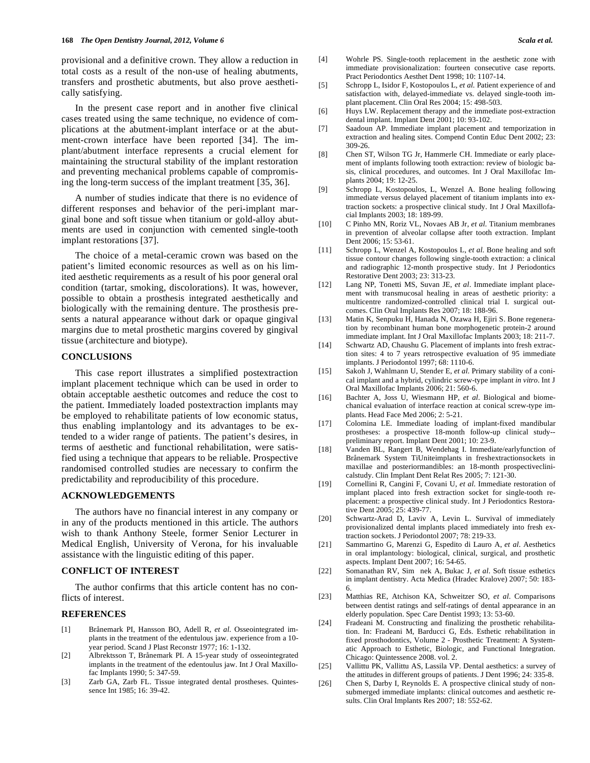provisional and a definitive crown. They allow a reduction in total costs as a result of the non-use of healing abutments, transfers and prosthetic abutments, but also prove aesthetically satisfying.

In the present case report and in another five clinical cases treated using the same technique, no evidence of complications at the abutment-implant interface or at the abutment-crown interface have been reported [34]. The implant/abutment interface represents a crucial element for maintaining the structural stability of the implant restoration and preventing mechanical problems capable of compromising the long-term success of the implant treatment [35, 36].

A number of studies indicate that there is no evidence of different responses and behavior of the peri-implant marginal bone and soft tissue when titanium or gold-alloy abutments are used in conjunction with cemented single-tooth implant restorations [37].

The choice of a metal-ceramic crown was based on the patient's limited economic resources as well as on his limited aesthetic requirements as a result of his poor general oral condition (tartar, smoking, discolorations). It was, however, possible to obtain a prosthesis integrated aesthetically and biologically with the remaining denture. The prosthesis presents a natural appearance without dark or opaque gingival margins due to metal prosthetic margins covered by gingival tissue (architecture and biotype).

## CONCLUSIONS

This case report illustrates a simplified postextraction implant placement technique which can be used in order to obtain acceptable aesthetic outcomes and reduce the cost to the patient. Immediately loaded postextraction implants may be employed to rehabilitate patients of low economic status, thus enabling implantology and its advantages to be extended to a wider range of patients. The patient's desires, in terms of aesthetic and functional rehabilitation, were satisfied using a technique that appears to be reliable. Prospective randomised controlled studies are necessary to confirm the predictability and reproducibility of this procedure.

## ACKNOWLEDGEMENTS

The authors have no financial interest in any company or in any of the products mentioned in this article. The authors wish to thank Anthony Steele, former Senior Lecturer in Medical English, University of Verona, for his invaluable assistance with the linguistic editing of this paper.

## CONFLICT OF INTEREST

The author confirms that this article content has no conflicts of interest.

## REFERENCES

[1] Brånemark PI, Hansson BO, Adell R, *et al.* Osseointegrated implants in the treatment of the edentulous jaw. experience from a 10-year period. Scand J Plast Reconstr 1977; 16: 1-132.

[2] Albrektsson T, Brånemark PI. A 15-year study of osseointegrated implants in the treatment of the edentoulus jaw. Int J Oral Maxillofac Implants 1990; 5: 347-59.

[3] Zarb GA, Zarb FL. Tissue integrated dental prostheses. Quintessence Int 1985; 16: 39-42.

[4] Wohrle PS. Single-tooth replacement in the aesthetic zone with immediate provisionalization: fourteen consecutive case reports. Pract Periodontics Aesthet Dent 1998; 10: 1107-14.

[5] Schropp L, Isidor F, Kostopoulos L, *et al.* Patient experience of and satisfaction with, delayed-immediate vs. delayed single-tooth implant placement. Clin Oral Res 2004; 15: 498-503.

[6] Huys LW. Replacement therapy and the immediate post-extraction dental implant. Implant Dent 2001; 10: 93-102.

[7] Saadoun AP. Immediate implant placement and temporization in extraction and healing sites. Compend Contin Educ Dent 2002; 23: 309-26.

[8] Chen ST, Wilson TG Jr, Hammerle CH. Immediate or early placement of implants following tooth extraction: review of biologic basis, clinical procedures, and outcomes. Int J Oral Maxillofac Implants 2004; 19: 12-25.

[9] Schropp L, Kostopoulos, L, Wenzel A. Bone healing following immediate versus delayed placement of titanium implants into extraction sockets: a prospective clinical study. Int J Oral Maxillofacial Implants 2003; 18: 189-99.

[10] C Pinho MN, Roriz VL, Novaes AB Jr, *et al.* Titanium membranes in prevention of alveolar collapse after tooth extraction. Implant Dent 2006; 15: 53-61.

[11] Schropp L, Wenzel A, Kostopoulos L, *et al.* Bone healing and soft tissue contour changes following single-tooth extraction: a clinical and radiographic 12-month prospective study. Int J Periodontics Restorative Dent 2003; 23: 313-23.

[12] Lang NP, Tonetti MS, Suvan JE, *et al*. Immediate implant placement with transmucosal healing in areas of aesthetic priority: a multicentre randomized-controlled clinical trial I. surgical outcomes. Clin Oral Implants Res 2007; 18: 188-96.

[13] Matin K, Senpuku H, Hanada N, Ozawa H, Ejiri S. Bone regeneration by recombinant human bone morphogenetic protein-2 around immediate implant. Int J Oral Maxillofac Implants 2003; 18: 211-7.

[14] Schwartz AD, Chaushu G. Placement of implants into fresh extraction sites: 4 to 7 years retrospective evaluation of 95 immediate implants. J Periodontol 1997; 68: 1110-6.

[15] Sakoh J, Wahlmann U, Stender E, *et al.* Primary stability of a conical implant and a hybrid, cylindric screw-type implant *in vitro*. Int J Oral Maxillofac Implants 2006; 21: 560-6.

[16] Bachter A, Joss U, Wiesmann HP, *et al.* Biological and biomechanical evaluation of interface reaction at conical screw-type implants. Head Face Med 2006; 2: 5-21.

[17] Colomina LE. Immediate loading of implant-fixed mandibular prostheses: a prospective 18-month follow-up clinical study--preliminary report. Implant Dent 2001; 10: 23-9.

[18] Vanden BL, Rangert B, Wendehag I. Immediate/earlyfunction of Brånemark System TiUniteimplants in freshextractionsockets in maxillae and posteriormandibles: an 18-month prospectiveclinicalstudy. Clin Implant Dent Relat Res 2005; 7: 121-30.

[19] Cornellini R, Cangini F, Covani U, *et al.* Immediate restoration of implant placed into fresh extraction socket for single-tooth replacement: a prospective clinical study. Int J Periodontics Restorative Dent 2005; 25: 439-77.

[20] Schwartz-Arad D, Laviv A, Levin L. Survival of immediately provisionalized dental implants placed immediately into fresh extraction sockets. J Periodontol 2007; 78: 219-33.

[21] Sammartino G, Marenzi G, Espedito di Lauro A, *et al.* Aesthetics in oral implantology: biological, clinical, surgical, and prosthetic aspects. Implant Dent 2007; 16: 54-65.

[22] Somanathan RV, Sim nek A, Bukac J, *et al*. Soft tissue esthetics in implant dentistry. Acta Medica (Hradec Kralove) 2007; 50: 183-6.

[23] Matthias RE, Atchison KA, Schweitzer SO, *et al*. Comparisons between dentist ratings and self-ratings of dental appearance in an elderly population. Spec Care Dentist 1993; 13: 53-60.

[24] Fradeani M. Constructing and finalizing the prosthetic rehabilitation. In: Fradeani M, Barducci G, Eds. Esthetic rehabilitation in fixed prosthodontics, Volume 2 - Prosthetic Treatment: A Systematic Approach to Esthetic, Biologic, and Functional Integration. Chicago: Quintessence 2008. vol. 2.

[25] Vallittu PK, Vallittu AS, Lassila VP. Dental aesthetics: a survey of the attitudes in different groups of patients. J Dent 1996; 24: 335-8.

[26] Chen S, Darby I, Reynolds E. A prospective clinical study of non-submerged immediate implants: clinical outcomes and aesthetic results. Clin Oral Implants Res 2007; 18: 552-62.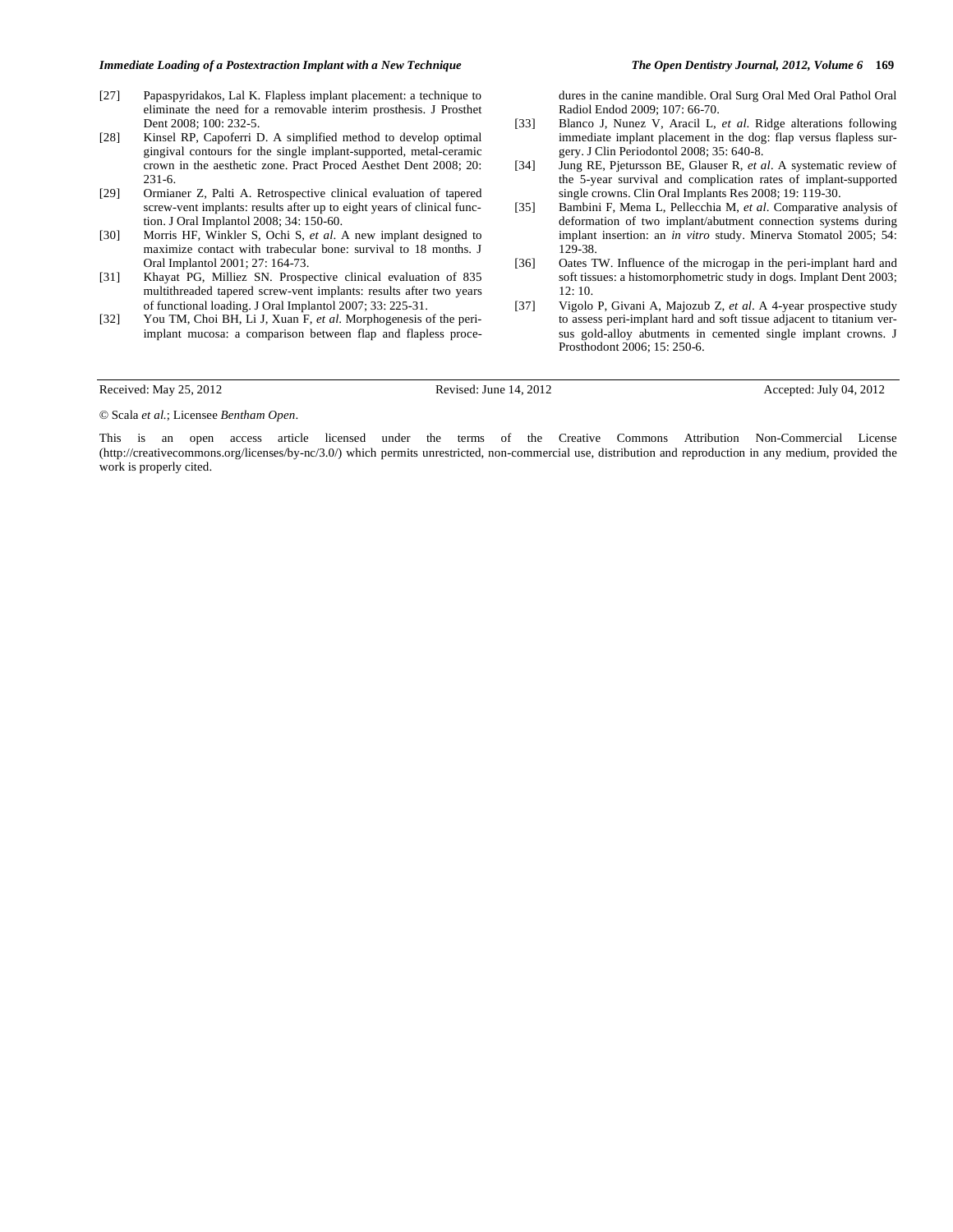[27] Papaspyridakos, Lal K. Flapless implant placement: a technique to eliminate the need for a removable interim prosthesis. J Prosthet Dent 2008; 100: 232-5.

[28] Kinsel RP, Capoferri D. A simplified method to develop optimal gingival contours for the single implant-supported, metal-ceramic crown in the aesthetic zone. Pract Proced Aesthet Dent 2008; 20: 231-6.

[29] Ormianer Z, Palti A. Retrospective clinical evaluation of tapered screw-vent implants: results after up to eight years of clinical function. J Oral Implantol 2008; 34: 150-60.

[30] Morris HF, Winkler S, Ochi S, *et al*. A new implant designed to maximize contact with trabecular bone: survival to 18 months. J Oral Implantol 2001; 27: 164-73.

[31] Khayat PG, Milliez SN. Prospective clinical evaluation of 835 multithreaded tapered screw-vent implants: results after two years of functional loading. J Oral Implantol 2007; 33: 225-31.

[32] You TM, Choi BH, Li J, Xuan F, *et al*. Morphogenesis of the peri-implant mucosa: a comparison between flap and flapless procedures in the canine mandible. Oral Surg Oral Med Oral Pathol Oral Radiol Endod 2009; 107: 66-70.

[33] Blanco J, Nunez V, Aracil L, *et al*. Ridge alterations following immediate implant placement in the dog: flap versus flapless surgery. J Clin Periodontol 2008; 35: 640-8.

[34] Jung RE, Pjetursson BE, Glauser R, *et al*. A systematic review of the 5-year survival and complication rates of implant-supported single crowns. Clin Oral Implants Res 2008; 19: 119-30.

[35] Bambini F, Mema L, Pellecchia M, *et al*. Comparative analysis of deformation of two implant/abutment connection systems during implant insertion: an *in vitro* study. Minerva Stomatol 2005; 54: 129-38.

[36] Oates TW. Influence of the microgap in the peri-implant hard and soft tissues: a histomorphometric study in dogs. Implant Dent 2003; 12: 10.

[37] Vigolo P, Givani A, Majozub Z, *et al*. A 4-year prospective study to assess peri-implant hard and soft tissue adjacent to titanium versus gold-alloy abutments in cemented single implant crowns. J Prosthodont 2006; 15: 250-6.

Received: May 25, 2012 Revised: June 14, 2012 Accepted: July 04, 2012

© Scala *et al.*; Licensee *Bentham Open*.

This is an open access article licensed under the terms of the Creative Commons Attribution Non-Commercial License (http://creativecommons.org/licenses/by-nc/3.0/) which permits unrestricted, non-commercial use, distribution and reproduction in any medium, provided the work is properly cited.